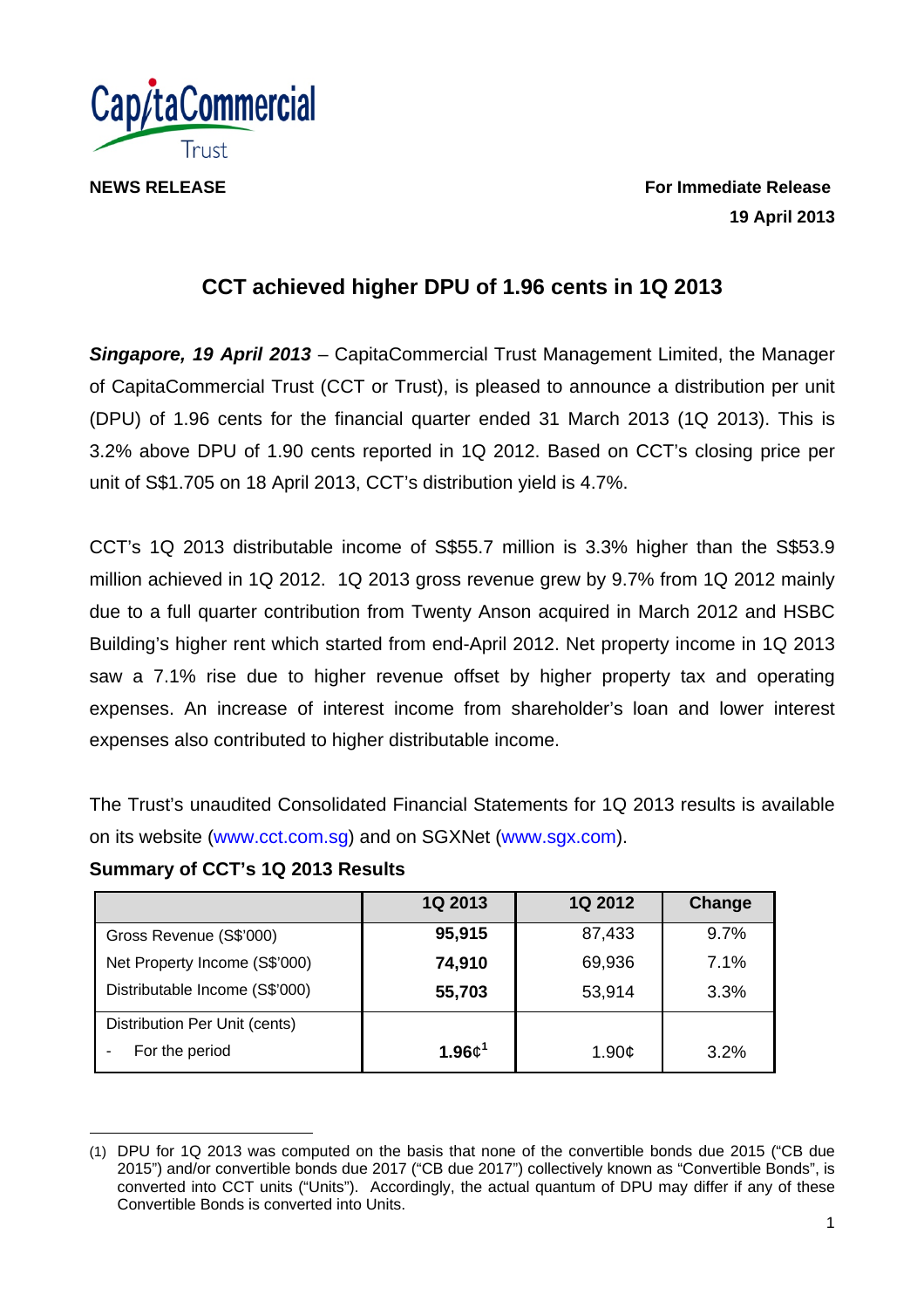**NEWS RELEASE**

**For Immediate Release**
**19 April 2013**

# CCT achieved higher DPU of 1.96 cents in 1Q 2013

***Singapore, 19 April 2013*** – CapitaCommercial Trust Management Limited, the Manager of CapitaCommercial Trust (CCT or Trust), is pleased to announce a distribution per unit (DPU) of 1.96 cents for the financial quarter ended 31 March 2013 (1Q 2013). This is 3.2% above DPU of 1.90 cents reported in 1Q 2012. Based on CCT's closing price per unit of S$1.705 on 18 April 2013, CCT's distribution yield is 4.7%.

CCT's 1Q 2013 distributable income of S$55.7 million is 3.3% higher than the S$53.9 million achieved in 1Q 2012. 1Q 2013 gross revenue grew by 9.7% from 1Q 2012 mainly due to a full quarter contribution from Twenty Anson acquired in March 2012 and HSBC Building's higher rent which started from end-April 2012. Net property income in 1Q 2013 saw a 7.1% rise due to higher revenue offset by higher property tax and operating expenses. An increase of interest income from shareholder's loan and lower interest expenses also contributed to higher distributable income.

The Trust's unaudited Consolidated Financial Statements for 1Q 2013 results is available on its website (www.cct.com.sg) and on SGXNet (www.sgx.com).

**Summary of CCT's 1Q 2013 Results**

| | 1Q 2013 | 1Q 2012 | Change |
|---|---|---|---|
| Gross Revenue (S$'000) | **95,915** | 87,433 | 9.7% |
| Net Property Income (S$'000) | **74,910** | 69,936 | 7.1% |
| Distributable Income (S$'000) | **55,703** | 53,914 | 3.3% |
| Distribution Per Unit (cents) | | | |
| - For the period | **1.96¢**[1] | 1.90¢ | 3.2% |

(1) DPU for 1Q 2013 was computed on the basis that none of the convertible bonds due 2015 ("CB due 2015") and/or convertible bonds due 2017 ("CB due 2017") collectively known as "Convertible Bonds", is converted into CCT units ("Units"). Accordingly, the actual quantum of DPU may differ if any of these Convertible Bonds is converted into Units.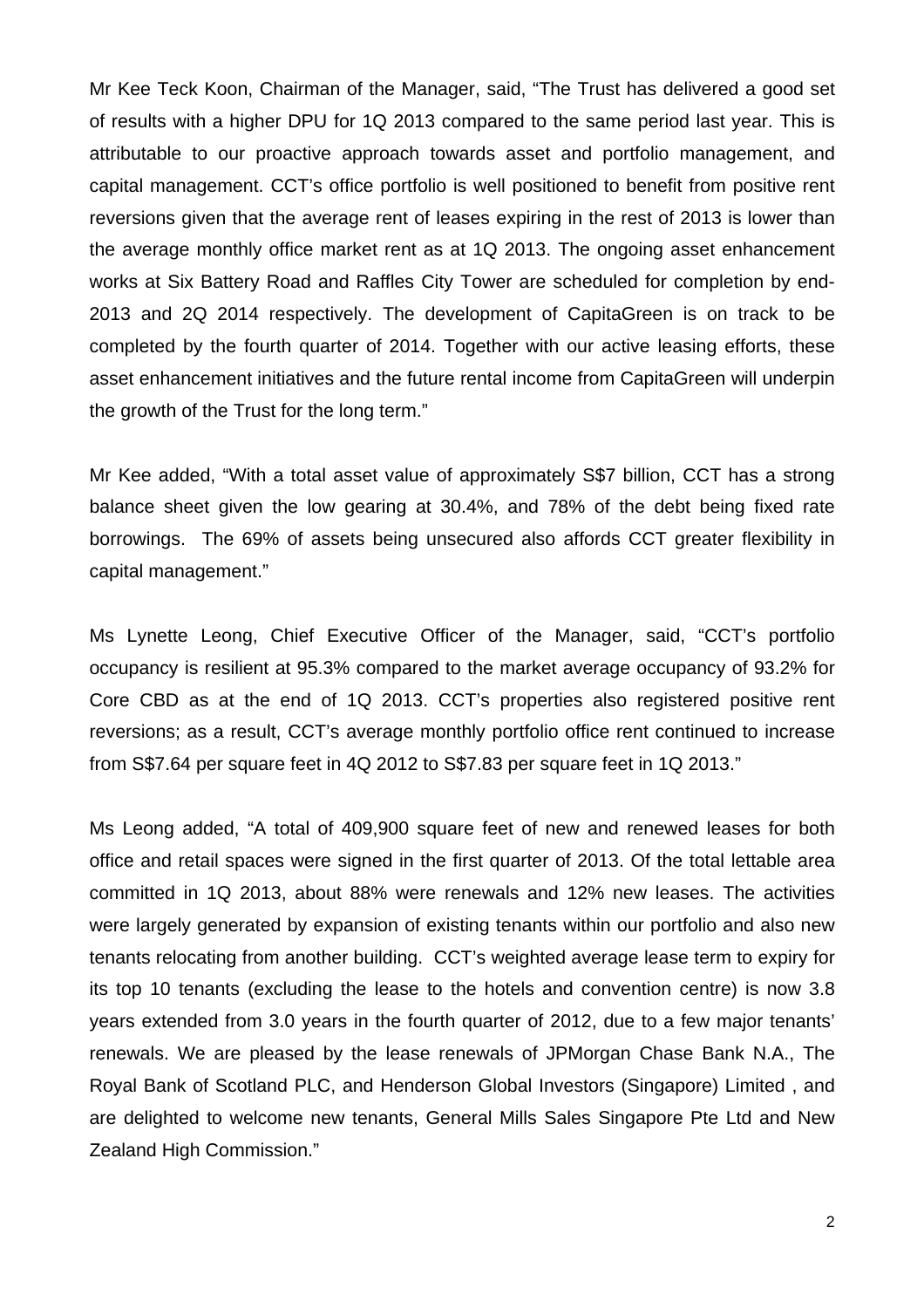Mr Kee Teck Koon, Chairman of the Manager, said, "The Trust has delivered a good set of results with a higher DPU for 1Q 2013 compared to the same period last year. This is attributable to our proactive approach towards asset and portfolio management, and capital management. CCT's office portfolio is well positioned to benefit from positive rent reversions given that the average rent of leases expiring in the rest of 2013 is lower than the average monthly office market rent as at 1Q 2013. The ongoing asset enhancement works at Six Battery Road and Raffles City Tower are scheduled for completion by end-2013 and 2Q 2014 respectively. The development of CapitaGreen is on track to be completed by the fourth quarter of 2014. Together with our active leasing efforts, these asset enhancement initiatives and the future rental income from CapitaGreen will underpin the growth of the Trust for the long term."

Mr Kee added, "With a total asset value of approximately S$7 billion, CCT has a strong balance sheet given the low gearing at 30.4%, and 78% of the debt being fixed rate borrowings. The 69% of assets being unsecured also affords CCT greater flexibility in capital management."

Ms Lynette Leong, Chief Executive Officer of the Manager, said, "CCT's portfolio occupancy is resilient at 95.3% compared to the market average occupancy of 93.2% for Core CBD as at the end of 1Q 2013. CCT's properties also registered positive rent reversions; as a result, CCT's average monthly portfolio office rent continued to increase from S$7.64 per square feet in 4Q 2012 to S$7.83 per square feet in 1Q 2013."

Ms Leong added, "A total of 409,900 square feet of new and renewed leases for both office and retail spaces were signed in the first quarter of 2013. Of the total lettable area committed in 1Q 2013, about 88% were renewals and 12% new leases. The activities were largely generated by expansion of existing tenants within our portfolio and also new tenants relocating from another building. CCT's weighted average lease term to expiry for its top 10 tenants (excluding the lease to the hotels and convention centre) is now 3.8 years extended from 3.0 years in the fourth quarter of 2012, due to a few major tenants' renewals. We are pleased by the lease renewals of JPMorgan Chase Bank N.A., The Royal Bank of Scotland PLC, and Henderson Global Investors (Singapore) Limited , and are delighted to welcome new tenants, General Mills Sales Singapore Pte Ltd and New Zealand High Commission."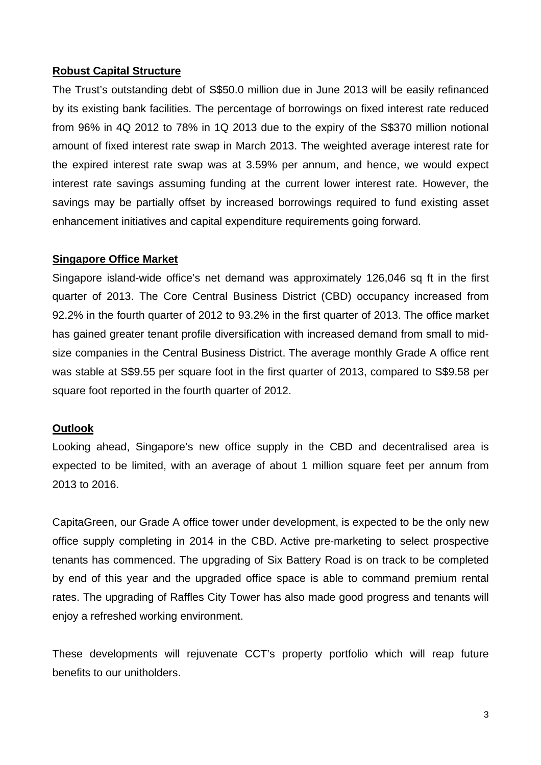**Robust Capital Structure**

The Trust's outstanding debt of S$50.0 million due in June 2013 will be easily refinanced by its existing bank facilities. The percentage of borrowings on fixed interest rate reduced from 96% in 4Q 2012 to 78% in 1Q 2013 due to the expiry of the S$370 million notional amount of fixed interest rate swap in March 2013. The weighted average interest rate for the expired interest rate swap was at 3.59% per annum, and hence, we would expect interest rate savings assuming funding at the current lower interest rate. However, the savings may be partially offset by increased borrowings required to fund existing asset enhancement initiatives and capital expenditure requirements going forward.

**Singapore Office Market**

Singapore island-wide office's net demand was approximately 126,046 sq ft in the first quarter of 2013. The Core Central Business District (CBD) occupancy increased from 92.2% in the fourth quarter of 2012 to 93.2% in the first quarter of 2013. The office market has gained greater tenant profile diversification with increased demand from small to mid-size companies in the Central Business District. The average monthly Grade A office rent was stable at S$9.55 per square foot in the first quarter of 2013, compared to S$9.58 per square foot reported in the fourth quarter of 2012.

**Outlook**

Looking ahead, Singapore's new office supply in the CBD and decentralised area is expected to be limited, with an average of about 1 million square feet per annum from 2013 to 2016.

CapitaGreen, our Grade A office tower under development, is expected to be the only new office supply completing in 2014 in the CBD. Active pre-marketing to select prospective tenants has commenced. The upgrading of Six Battery Road is on track to be completed by end of this year and the upgraded office space is able to command premium rental rates. The upgrading of Raffles City Tower has also made good progress and tenants will enjoy a refreshed working environment.

These developments will rejuvenate CCT's property portfolio which will reap future benefits to our unitholders.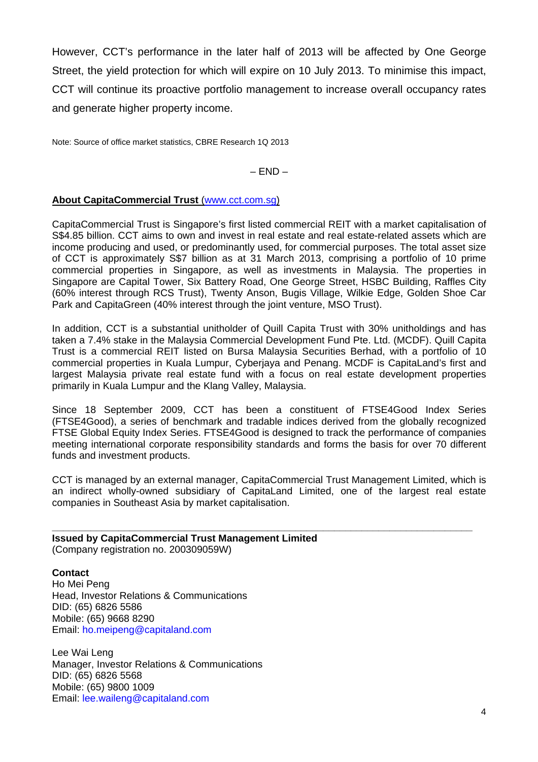However, CCT's performance in the later half of 2013 will be affected by One George Street, the yield protection for which will expire on 10 July 2013. To minimise this impact, CCT will continue its proactive portfolio management to increase overall occupancy rates and generate higher property income.

Note: Source of office market statistics, CBRE Research 1Q 2013

– END –

**About CapitaCommercial Trust (www.cct.com.sg)**

CapitaCommercial Trust is Singapore's first listed commercial REIT with a market capitalisation of S$4.85 billion. CCT aims to own and invest in real estate and real estate-related assets which are income producing and used, or predominantly used, for commercial purposes. The total asset size of CCT is approximately S$7 billion as at 31 March 2013, comprising a portfolio of 10 prime commercial properties in Singapore, as well as investments in Malaysia. The properties in Singapore are Capital Tower, Six Battery Road, One George Street, HSBC Building, Raffles City (60% interest through RCS Trust), Twenty Anson, Bugis Village, Wilkie Edge, Golden Shoe Car Park and CapitaGreen (40% interest through the joint venture, MSO Trust).

In addition, CCT is a substantial unitholder of Quill Capita Trust with 30% unitholdings and has taken a 7.4% stake in the Malaysia Commercial Development Fund Pte. Ltd. (MCDF). Quill Capita Trust is a commercial REIT listed on Bursa Malaysia Securities Berhad, with a portfolio of 10 commercial properties in Kuala Lumpur, Cyberjaya and Penang. MCDF is CapitaLand's first and largest Malaysia private real estate fund with a focus on real estate development properties primarily in Kuala Lumpur and the Klang Valley, Malaysia.

Since 18 September 2009, CCT has been a constituent of FTSE4Good Index Series (FTSE4Good), a series of benchmark and tradable indices derived from the globally recognized FTSE Global Equity Index Series. FTSE4Good is designed to track the performance of companies meeting international corporate responsibility standards and forms the basis for over 70 different funds and investment products.

CCT is managed by an external manager, CapitaCommercial Trust Management Limited, which is an indirect wholly-owned subsidiary of CapitaLand Limited, one of the largest real estate companies in Southeast Asia by market capitalisation.

---

**Issued by CapitaCommercial Trust Management Limited**
(Company registration no. 200309059W)

**Contact**
Ho Mei Peng
Head, Investor Relations & Communications
DID: (65) 6826 5586
Mobile: (65) 9668 8290
Email: ho.meipeng@capitaland.com

Lee Wai Leng
Manager, Investor Relations & Communications
DID: (65) 6826 5568
Mobile: (65) 9800 1009
Email: lee.waileng@capitaland.com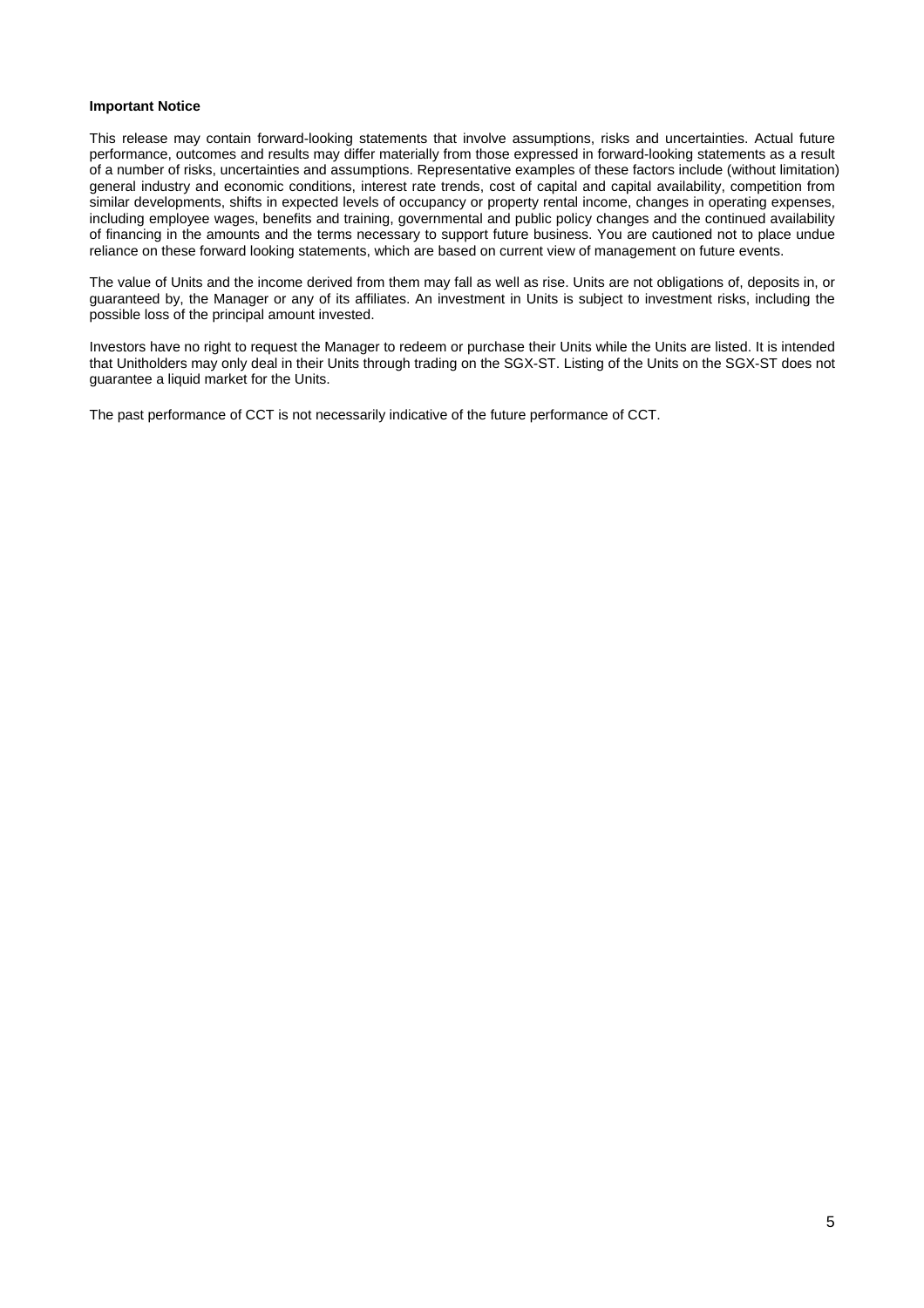**Important Notice**

This release may contain forward-looking statements that involve assumptions, risks and uncertainties. Actual future performance, outcomes and results may differ materially from those expressed in forward-looking statements as a result of a number of risks, uncertainties and assumptions. Representative examples of these factors include (without limitation) general industry and economic conditions, interest rate trends, cost of capital and capital availability, competition from similar developments, shifts in expected levels of occupancy or property rental income, changes in operating expenses, including employee wages, benefits and training, governmental and public policy changes and the continued availability of financing in the amounts and the terms necessary to support future business. You are cautioned not to place undue reliance on these forward looking statements, which are based on current view of management on future events.

The value of Units and the income derived from them may fall as well as rise. Units are not obligations of, deposits in, or guaranteed by, the Manager or any of its affiliates. An investment in Units is subject to investment risks, including the possible loss of the principal amount invested.

Investors have no right to request the Manager to redeem or purchase their Units while the Units are listed. It is intended that Unitholders may only deal in their Units through trading on the SGX-ST. Listing of the Units on the SGX-ST does not guarantee a liquid market for the Units.

The past performance of CCT is not necessarily indicative of the future performance of CCT.